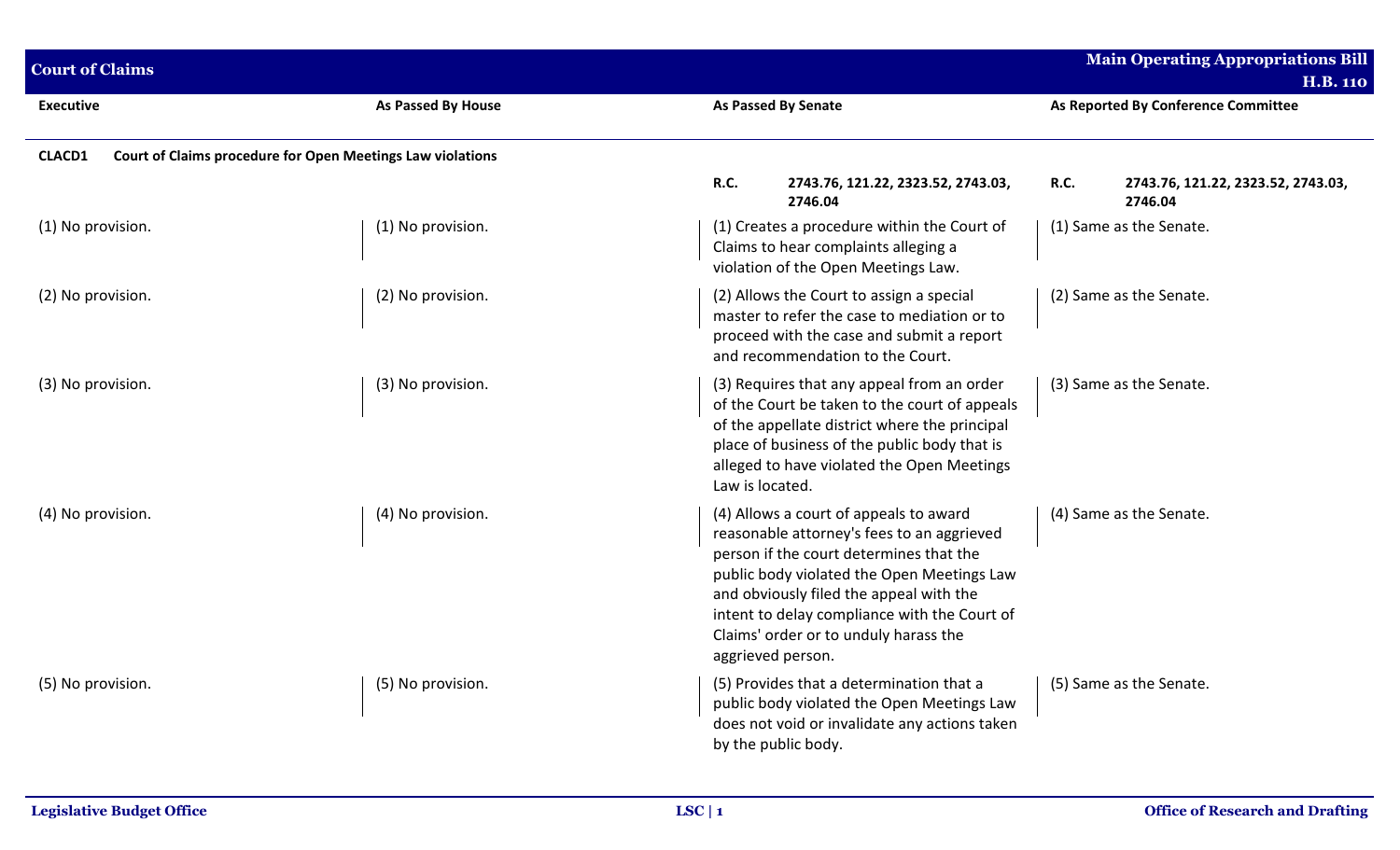# Court of Claims

**Main Operating Appropriations Bill H.B. 110**

| Executive | As Passed By House | As Passed By Senate | As Reported By Conference Committee |
|---|---|---|---|
| **CLACD1 Court of Claims procedure for Open Meetings Law violations** | | | |
| | | **R.C. 2743.76, 121.22, 2323.52, 2743.03, 2746.04** | **R.C. 2743.76, 121.22, 2323.52, 2743.03, 2746.04** |
| (1) No provision. | (1) No provision. | (1) Creates a procedure within the Court of Claims to hear complaints alleging a violation of the Open Meetings Law. | (1) Same as the Senate. |
| (2) No provision. | (2) No provision. | (2) Allows the Court to assign a special master to refer the case to mediation or to proceed with the case and submit a report and recommendation to the Court. | (2) Same as the Senate. |
| (3) No provision. | (3) No provision. | (3) Requires that any appeal from an order of the Court be taken to the court of appeals of the appellate district where the principal place of business of the public body that is alleged to have violated the Open Meetings Law is located. | (3) Same as the Senate. |
| (4) No provision. | (4) No provision. | (4) Allows a court of appeals to award reasonable attorney's fees to an aggrieved person if the court determines that the public body violated the Open Meetings Law and obviously filed the appeal with the intent to delay compliance with the Court of Claims' order or to unduly harass the aggrieved person. | (4) Same as the Senate. |
| (5) No provision. | (5) No provision. | (5) Provides that a determination that a public body violated the Open Meetings Law does not void or invalidate any actions taken by the public body. | (5) Same as the Senate. |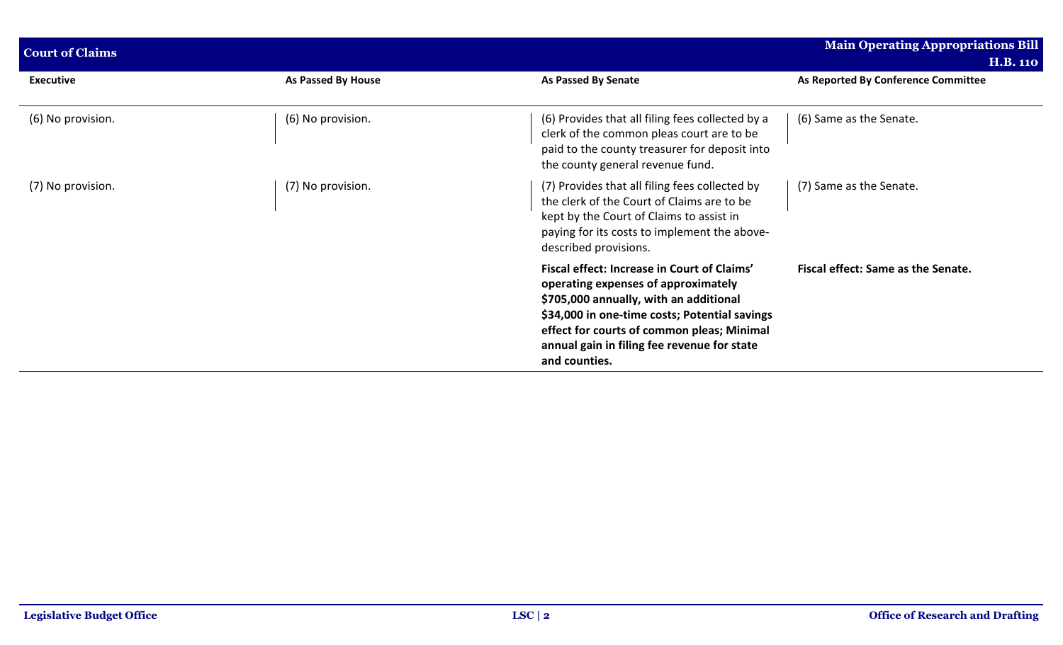## Court of Claims

| Executive | As Passed By House | As Passed By Senate | As Reported By Conference Committee |
|---|---|---|---|
| (6) No provision. | (6) No provision. | (6) Provides that all filing fees collected by a clerk of the common pleas court are to be paid to the county treasurer for deposit into the county general revenue fund. | (6) Same as the Senate. |
| (7) No provision. | (7) No provision. | (7) Provides that all filing fees collected by the clerk of the Court of Claims are to be kept by the Court of Claims to assist in paying for its costs to implement the above-described provisions. | (7) Same as the Senate. |
| | | **Fiscal effect: Increase in Court of Claims' operating expenses of approximately $705,000 annually, with an additional $34,000 in one-time costs; Potential savings effect for courts of common pleas; Minimal annual gain in filing fee revenue for state and counties.** | **Fiscal effect: Same as the Senate.** |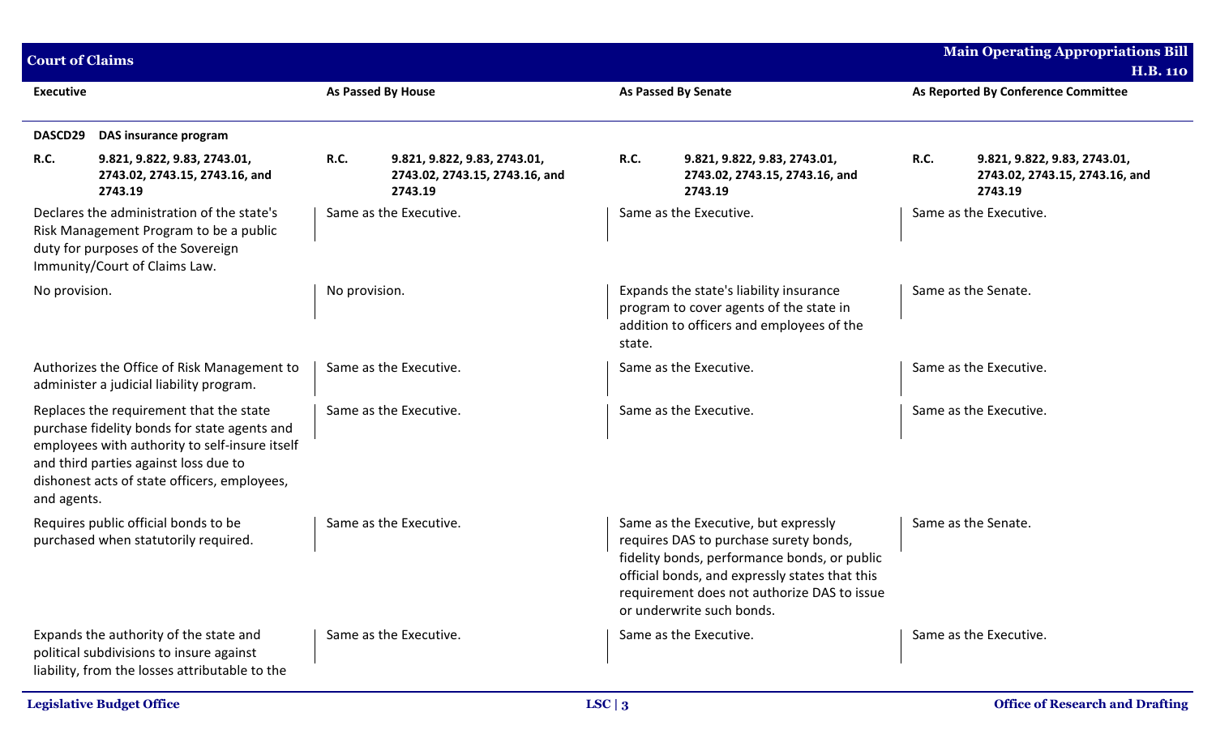| Executive | As Passed By House | As Passed By Senate | As Reported By Conference Committee |
|---|---|---|---|
| **DASCD29 DAS insurance program** | | | |
| **R.C. 9.821, 9.822, 9.83, 2743.01, 2743.02, 2743.15, 2743.16, and 2743.19** | **R.C. 9.821, 9.822, 9.83, 2743.01, 2743.02, 2743.15, 2743.16, and 2743.19** | **R.C. 9.821, 9.822, 9.83, 2743.01, 2743.02, 2743.15, 2743.16, and 2743.19** | **R.C. 9.821, 9.822, 9.83, 2743.01, 2743.02, 2743.15, 2743.16, and 2743.19** |
| Declares the administration of the state's Risk Management Program to be a public duty for purposes of the Sovereign Immunity/Court of Claims Law. | Same as the Executive. | Same as the Executive. | Same as the Executive. |
| No provision. | No provision. | Expands the state's liability insurance program to cover agents of the state in addition to officers and employees of the state. | Same as the Senate. |
| Authorizes the Office of Risk Management to administer a judicial liability program. | Same as the Executive. | Same as the Executive. | Same as the Executive. |
| Replaces the requirement that the state purchase fidelity bonds for state agents and employees with authority to self-insure itself and third parties against loss due to dishonest acts of state officers, employees, and agents. | Same as the Executive. | Same as the Executive. | Same as the Executive. |
| Requires public official bonds to be purchased when statutorily required. | Same as the Executive. | Same as the Executive, but expressly requires DAS to purchase surety bonds, fidelity bonds, performance bonds, or public official bonds, and expressly states that this requirement does not authorize DAS to issue or underwrite such bonds. | Same as the Senate. |
| Expands the authority of the state and political subdivisions to insure against liability, from the losses attributable to the | Same as the Executive. | Same as the Executive. | Same as the Executive. |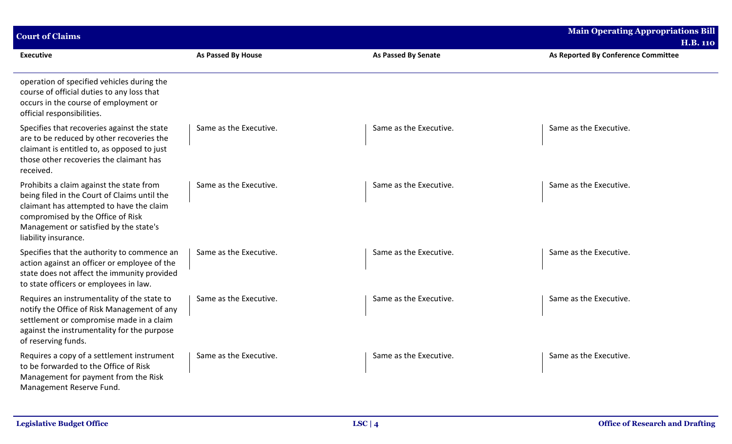| Executive | As Passed By House | As Passed By Senate | As Reported By Conference Committee |
|---|---|---|---|
| operation of specified vehicles during the course of official duties to any loss that occurs in the course of employment or official responsibilities. | | | |
| Specifies that recoveries against the state are to be reduced by other recoveries the claimant is entitled to, as opposed to just those other recoveries the claimant has received. | Same as the Executive. | Same as the Executive. | Same as the Executive. |
| Prohibits a claim against the state from being filed in the Court of Claims until the claimant has attempted to have the claim compromised by the Office of Risk Management or satisfied by the state's liability insurance. | Same as the Executive. | Same as the Executive. | Same as the Executive. |
| Specifies that the authority to commence an action against an officer or employee of the state does not affect the immunity provided to state officers or employees in law. | Same as the Executive. | Same as the Executive. | Same as the Executive. |
| Requires an instrumentality of the state to notify the Office of Risk Management of any settlement or compromise made in a claim against the instrumentality for the purpose of reserving funds. | Same as the Executive. | Same as the Executive. | Same as the Executive. |
| Requires a copy of a settlement instrument to be forwarded to the Office of Risk Management for payment from the Risk Management Reserve Fund. | Same as the Executive. | Same as the Executive. | Same as the Executive. |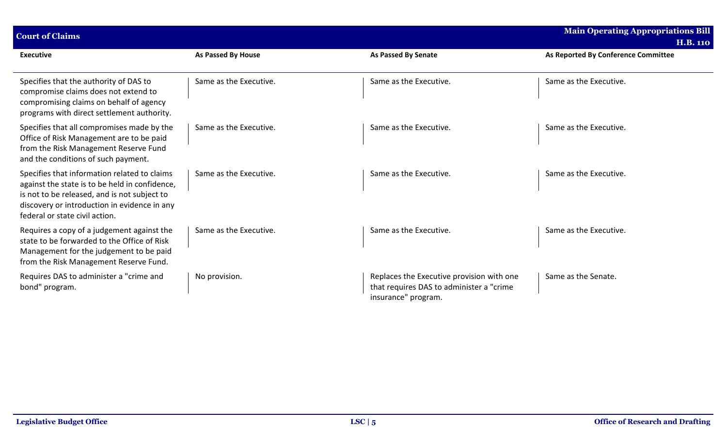## Court of Claims

| Executive | As Passed By House | As Passed By Senate | As Reported By Conference Committee |
|---|---|---|---|
| Specifies that the authority of DAS to compromise claims does not extend to compromising claims on behalf of agency programs with direct settlement authority. | Same as the Executive. | Same as the Executive. | Same as the Executive. |
| Specifies that all compromises made by the Office of Risk Management are to be paid from the Risk Management Reserve Fund and the conditions of such payment. | Same as the Executive. | Same as the Executive. | Same as the Executive. |
| Specifies that information related to claims against the state is to be held in confidence, is not to be released, and is not subject to discovery or introduction in evidence in any federal or state civil action. | Same as the Executive. | Same as the Executive. | Same as the Executive. |
| Requires a copy of a judgement against the state to be forwarded to the Office of Risk Management for the judgement to be paid from the Risk Management Reserve Fund. | Same as the Executive. | Same as the Executive. | Same as the Executive. |
| Requires DAS to administer a "crime and bond" program. | No provision. | Replaces the Executive provision with one that requires DAS to administer a "crime insurance" program. | Same as the Senate. |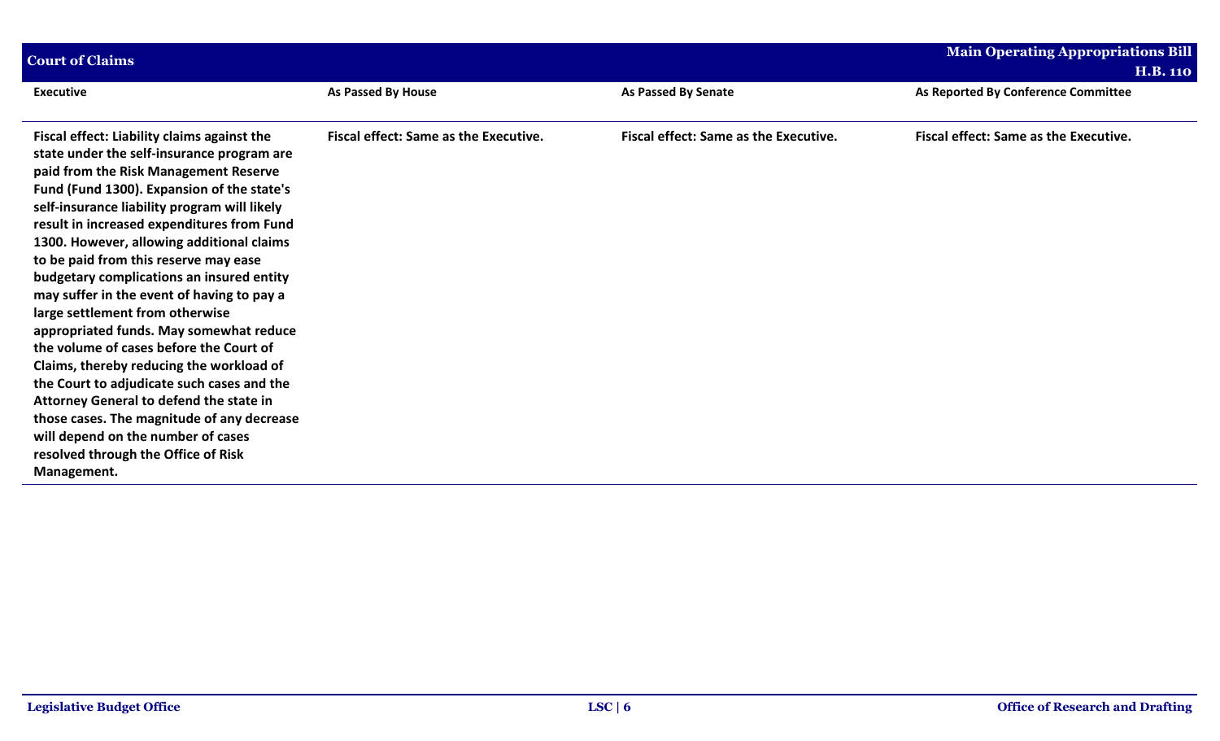| Executive | As Passed By House | As Passed By Senate | As Reported By Conference Committee |
|---|---|---|---|
| **Fiscal effect: Liability claims against the state under the self-insurance program are paid from the Risk Management Reserve Fund (Fund 1300). Expansion of the state's self-insurance liability program will likely result in increased expenditures from Fund 1300. However, allowing additional claims to be paid from this reserve may ease budgetary complications an insured entity may suffer in the event of having to pay a large settlement from otherwise appropriated funds. May somewhat reduce the volume of cases before the Court of Claims, thereby reducing the workload of the Court to adjudicate such cases and the Attorney General to defend the state in those cases. The magnitude of any decrease will depend on the number of cases resolved through the Office of Risk Management.** | **Fiscal effect: Same as the Executive.** | **Fiscal effect: Same as the Executive.** | **Fiscal effect: Same as the Executive.** |